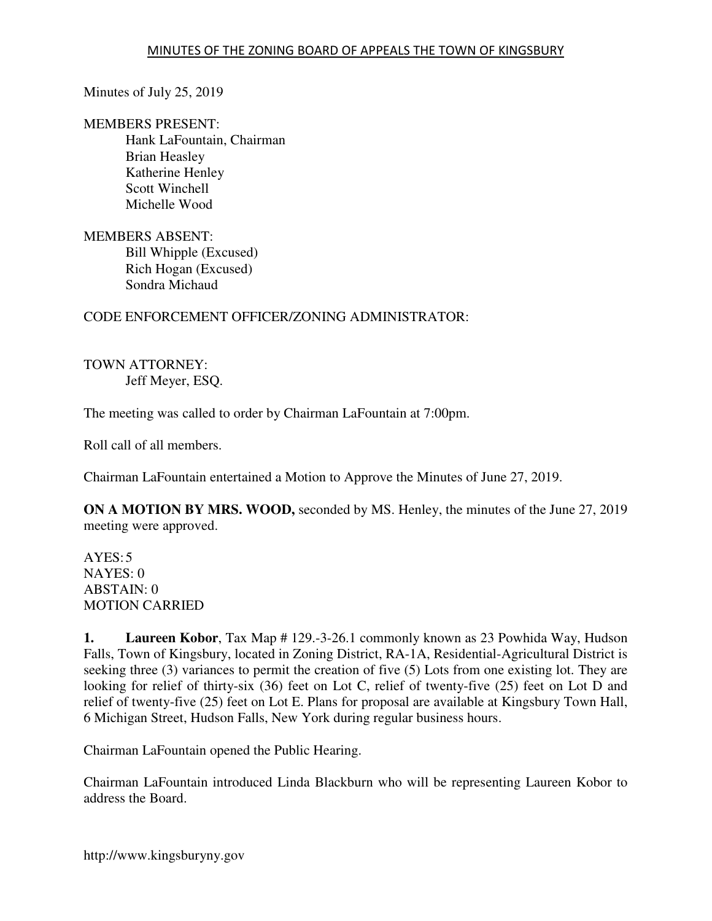MINUTES OF THE ZONING BOARD OF APPEALS THE TOWN OF KINGSBURY

Minutes of July 25, 2019

MEMBERS PRESENT:
Hank LaFountain, Chairman
Brian Heasley
Katherine Henley
Scott Winchell
Michelle Wood

MEMBERS ABSENT:
Bill Whipple (Excused)
Rich Hogan (Excused)
Sondra Michaud

CODE ENFORCEMENT OFFICER/ZONING ADMINISTRATOR:

TOWN ATTORNEY:
Jeff Meyer, ESQ.

The meeting was called to order by Chairman LaFountain at 7:00pm.

Roll call of all members.

Chairman LaFountain entertained a Motion to Approve the Minutes of June 27, 2019.

**ON A MOTION BY MRS. WOOD,** seconded by MS. Henley, the minutes of the June 27, 2019 meeting were approved.

AYES: 5
NAYES: 0
ABSTAIN: 0
MOTION CARRIED

**1. Laureen Kobor**, Tax Map # 129.-3-26.1 commonly known as 23 Powhida Way, Hudson Falls, Town of Kingsbury, located in Zoning District, RA-1A, Residential-Agricultural District is seeking three (3) variances to permit the creation of five (5) Lots from one existing lot. They are looking for relief of thirty-six (36) feet on Lot C, relief of twenty-five (25) feet on Lot D and relief of twenty-five (25) feet on Lot E. Plans for proposal are available at Kingsbury Town Hall, 6 Michigan Street, Hudson Falls, New York during regular business hours.

Chairman LaFountain opened the Public Hearing.

Chairman LaFountain introduced Linda Blackburn who will be representing Laureen Kobor to address the Board.

http://www.kingsburyny.gov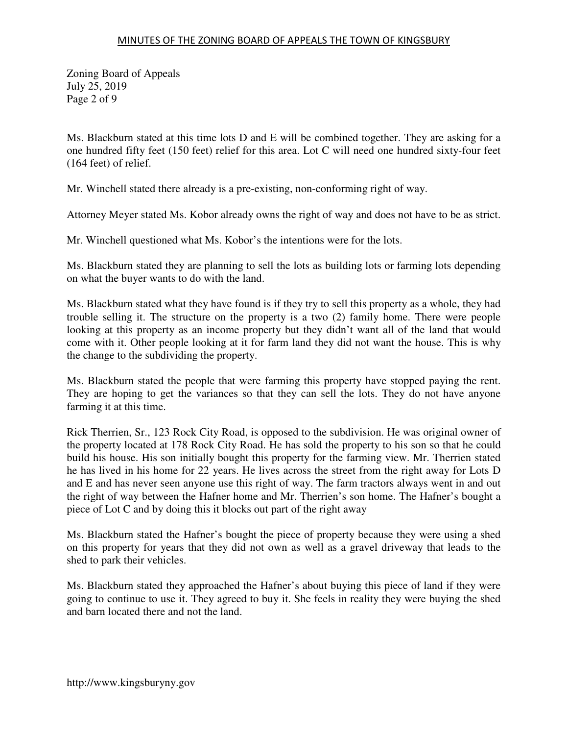Ms. Blackburn stated at this time lots D and E will be combined together. They are asking for a one hundred fifty feet (150 feet) relief for this area. Lot C will need one hundred sixty-four feet (164 feet) of relief.

Mr. Winchell stated there already is a pre-existing, non-conforming right of way.

Attorney Meyer stated Ms. Kobor already owns the right of way and does not have to be as strict.

Mr. Winchell questioned what Ms. Kobor's the intentions were for the lots.

Ms. Blackburn stated they are planning to sell the lots as building lots or farming lots depending on what the buyer wants to do with the land.

Ms. Blackburn stated what they have found is if they try to sell this property as a whole, they had trouble selling it. The structure on the property is a two (2) family home. There were people looking at this property as an income property but they didn't want all of the land that would come with it. Other people looking at it for farm land they did not want the house. This is why the change to the subdividing the property.

Ms. Blackburn stated the people that were farming this property have stopped paying the rent. They are hoping to get the variances so that they can sell the lots. They do not have anyone farming it at this time.

Rick Therrien, Sr., 123 Rock City Road, is opposed to the subdivision. He was original owner of the property located at 178 Rock City Road. He has sold the property to his son so that he could build his house. His son initially bought this property for the farming view. Mr. Therrien stated he has lived in his home for 22 years. He lives across the street from the right away for Lots D and E and has never seen anyone use this right of way. The farm tractors always went in and out the right of way between the Hafner home and Mr. Therrien's son home. The Hafner's bought a piece of Lot C and by doing this it blocks out part of the right away

Ms. Blackburn stated the Hafner's bought the piece of property because they were using a shed on this property for years that they did not own as well as a gravel driveway that leads to the shed to park their vehicles.

Ms. Blackburn stated they approached the Hafner's about buying this piece of land if they were going to continue to use it. They agreed to buy it. She feels in reality they were buying the shed and barn located there and not the land.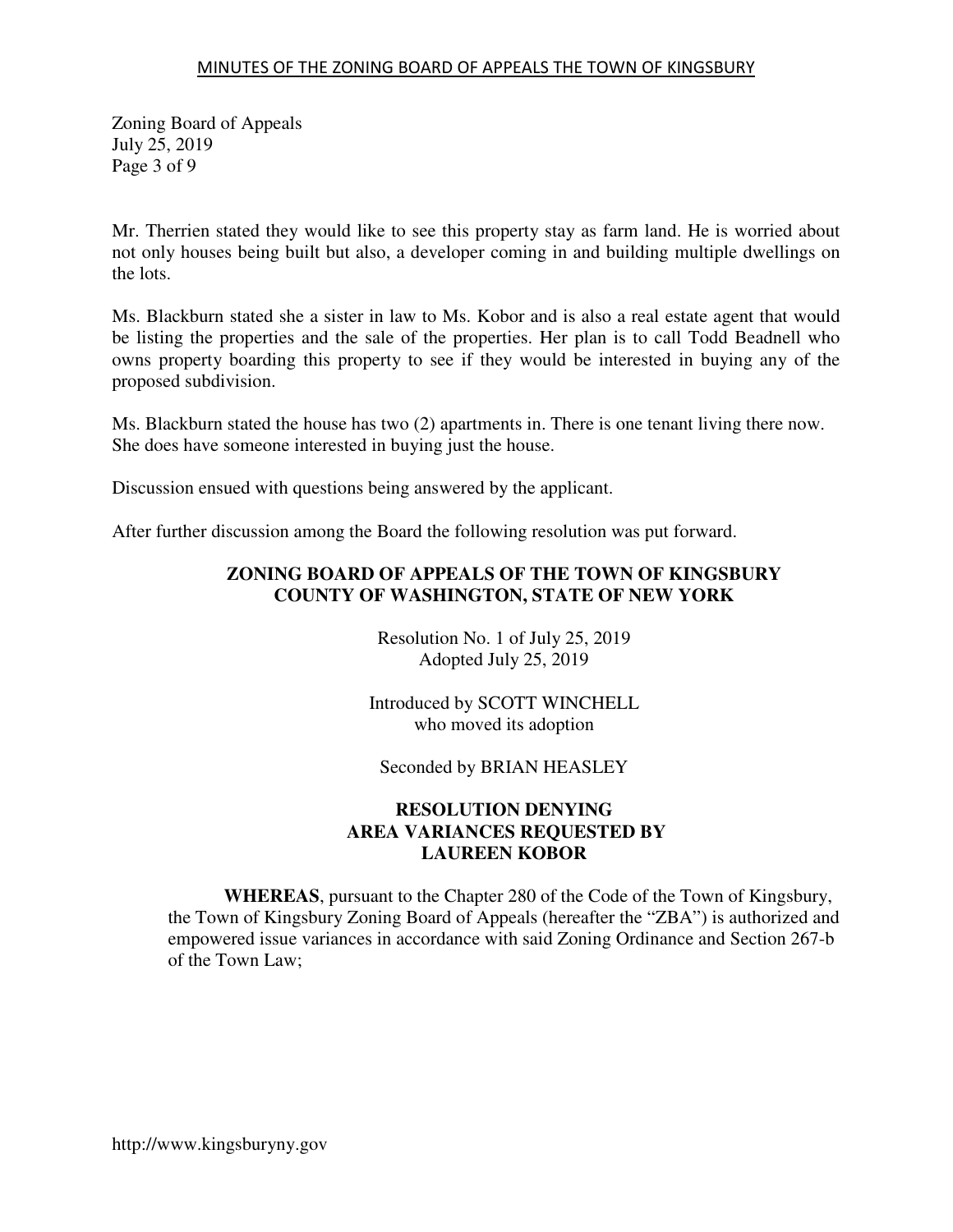Mr. Therrien stated they would like to see this property stay as farm land. He is worried about not only houses being built but also, a developer coming in and building multiple dwellings on the lots.

Ms. Blackburn stated she a sister in law to Ms. Kobor and is also a real estate agent that would be listing the properties and the sale of the properties. Her plan is to call Todd Beadnell who owns property boarding this property to see if they would be interested in buying any of the proposed subdivision.

Ms. Blackburn stated the house has two (2) apartments in. There is one tenant living there now. She does have someone interested in buying just the house.

Discussion ensued with questions being answered by the applicant.

After further discussion among the Board the following resolution was put forward.

**ZONING BOARD OF APPEALS OF THE TOWN OF KINGSBURY**
**COUNTY OF WASHINGTON, STATE OF NEW YORK**

Resolution No. 1 of July 25, 2019
Adopted July 25, 2019

Introduced by SCOTT WINCHELL
who moved its adoption

Seconded by BRIAN HEASLEY

**RESOLUTION DENYING**
**AREA VARIANCES REQUESTED BY**
**LAUREEN KOBOR**

**WHEREAS**, pursuant to the Chapter 280 of the Code of the Town of Kingsbury, the Town of Kingsbury Zoning Board of Appeals (hereafter the "ZBA") is authorized and empowered issue variances in accordance with said Zoning Ordinance and Section 267-b of the Town Law;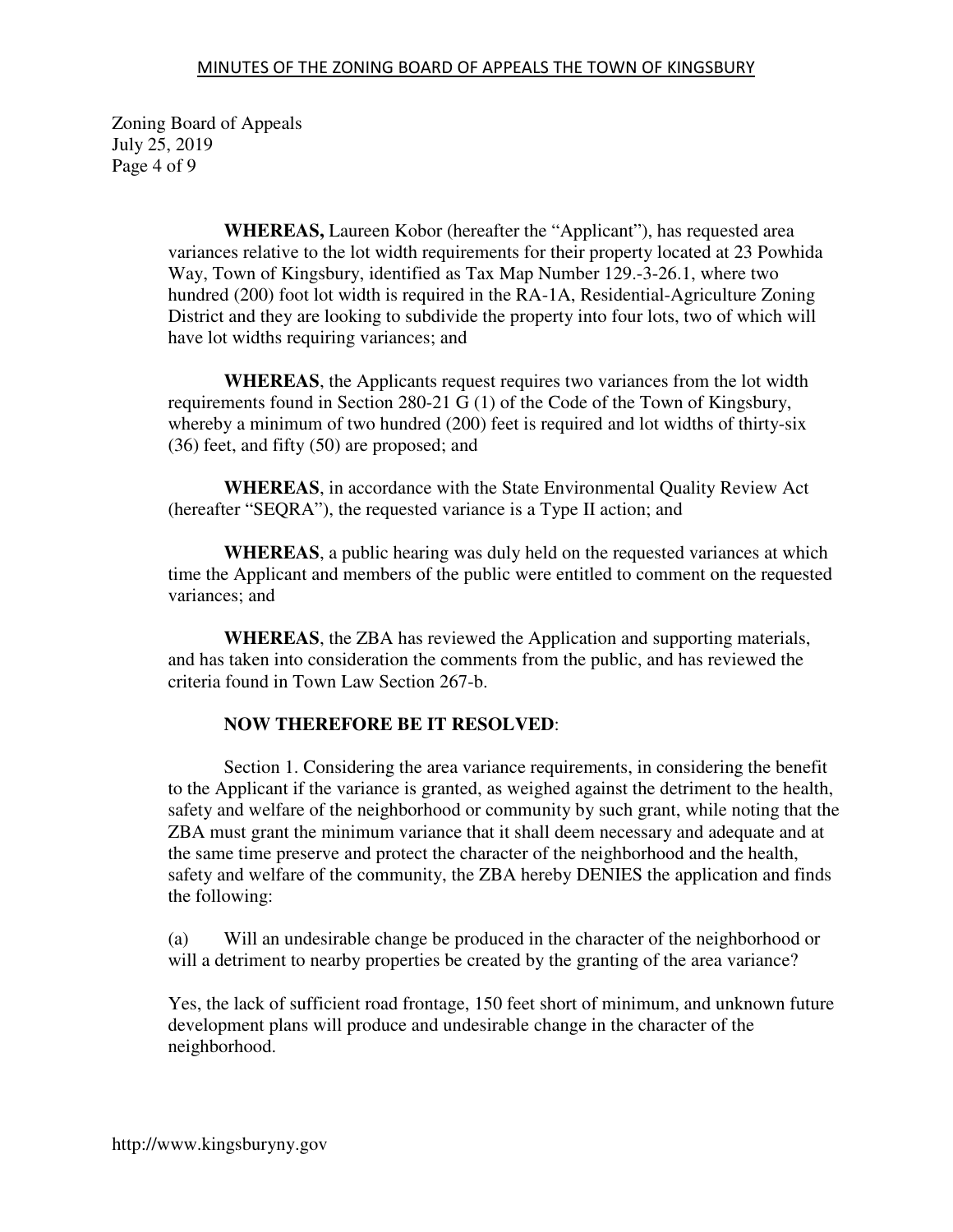**WHEREAS,** Laureen Kobor (hereafter the "Applicant"), has requested area variances relative to the lot width requirements for their property located at 23 Powhida Way, Town of Kingsbury, identified as Tax Map Number 129.-3-26.1, where two hundred (200) foot lot width is required in the RA-1A, Residential-Agriculture Zoning District and they are looking to subdivide the property into four lots, two of which will have lot widths requiring variances; and

**WHEREAS**, the Applicants request requires two variances from the lot width requirements found in Section 280-21 G (1) of the Code of the Town of Kingsbury, whereby a minimum of two hundred (200) feet is required and lot widths of thirty-six (36) feet, and fifty (50) are proposed; and

**WHEREAS**, in accordance with the State Environmental Quality Review Act (hereafter "SEQRA"), the requested variance is a Type II action; and

**WHEREAS**, a public hearing was duly held on the requested variances at which time the Applicant and members of the public were entitled to comment on the requested variances; and

**WHEREAS**, the ZBA has reviewed the Application and supporting materials, and has taken into consideration the comments from the public, and has reviewed the criteria found in Town Law Section 267-b.

**NOW THEREFORE BE IT RESOLVED**:

Section 1. Considering the area variance requirements, in considering the benefit to the Applicant if the variance is granted, as weighed against the detriment to the health, safety and welfare of the neighborhood or community by such grant, while noting that the ZBA must grant the minimum variance that it shall deem necessary and adequate and at the same time preserve and protect the character of the neighborhood and the health, safety and welfare of the community, the ZBA hereby DENIES the application and finds the following:

(a) Will an undesirable change be produced in the character of the neighborhood or will a detriment to nearby properties be created by the granting of the area variance?

Yes, the lack of sufficient road frontage, 150 feet short of minimum, and unknown future development plans will produce and undesirable change in the character of the neighborhood.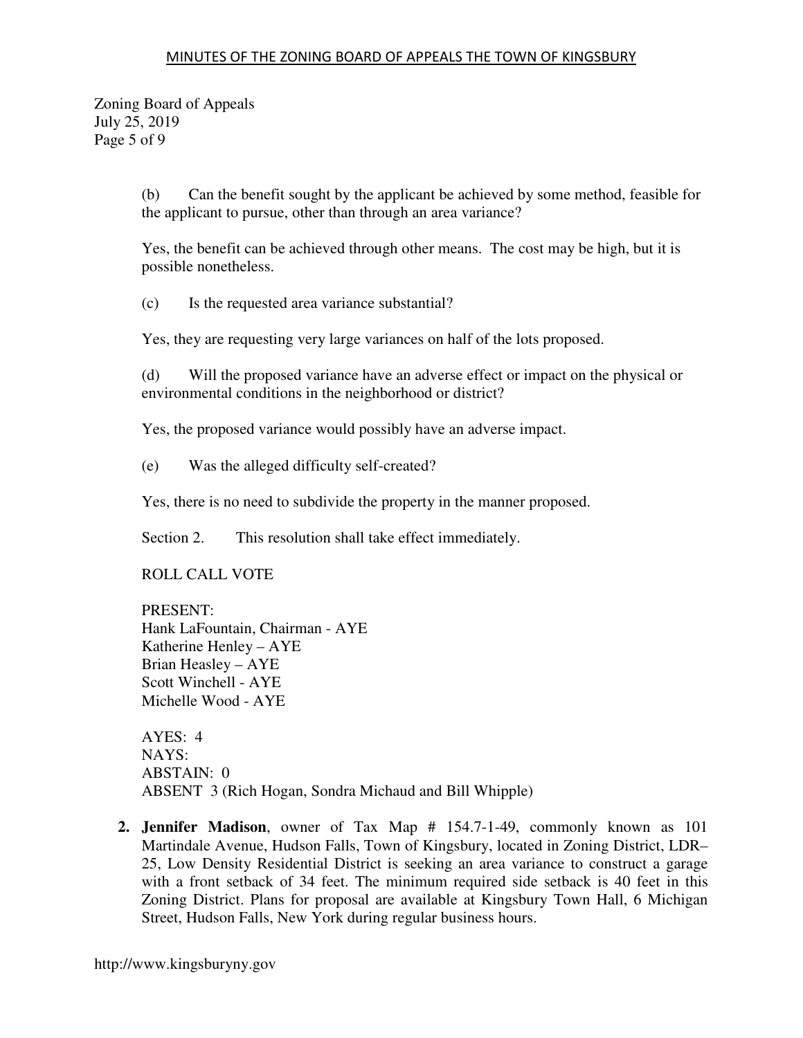(b) Can the benefit sought by the applicant be achieved by some method, feasible for the applicant to pursue, other than through an area variance?

Yes, the benefit can be achieved through other means. The cost may be high, but it is possible nonetheless.

(c) Is the requested area variance substantial?

Yes, they are requesting very large variances on half of the lots proposed.

(d) Will the proposed variance have an adverse effect or impact on the physical or environmental conditions in the neighborhood or district?

Yes, the proposed variance would possibly have an adverse impact.

(e) Was the alleged difficulty self-created?

Yes, there is no need to subdivide the property in the manner proposed.

Section 2. This resolution shall take effect immediately.

ROLL CALL VOTE

PRESENT:
Hank LaFountain, Chairman - AYE
Katherine Henley – AYE
Brian Heasley – AYE
Scott Winchell - AYE
Michelle Wood - AYE

AYES: 4
NAYS:
ABSTAIN: 0
ABSENT 3 (Rich Hogan, Sondra Michaud and Bill Whipple)

2. **Jennifer Madison**, owner of Tax Map # 154.7-1-49, commonly known as 101 Martindale Avenue, Hudson Falls, Town of Kingsbury, located in Zoning District, LDR–25, Low Density Residential District is seeking an area variance to construct a garage with a front setback of 34 feet. The minimum required side setback is 40 feet in this Zoning District. Plans for proposal are available at Kingsbury Town Hall, 6 Michigan Street, Hudson Falls, New York during regular business hours.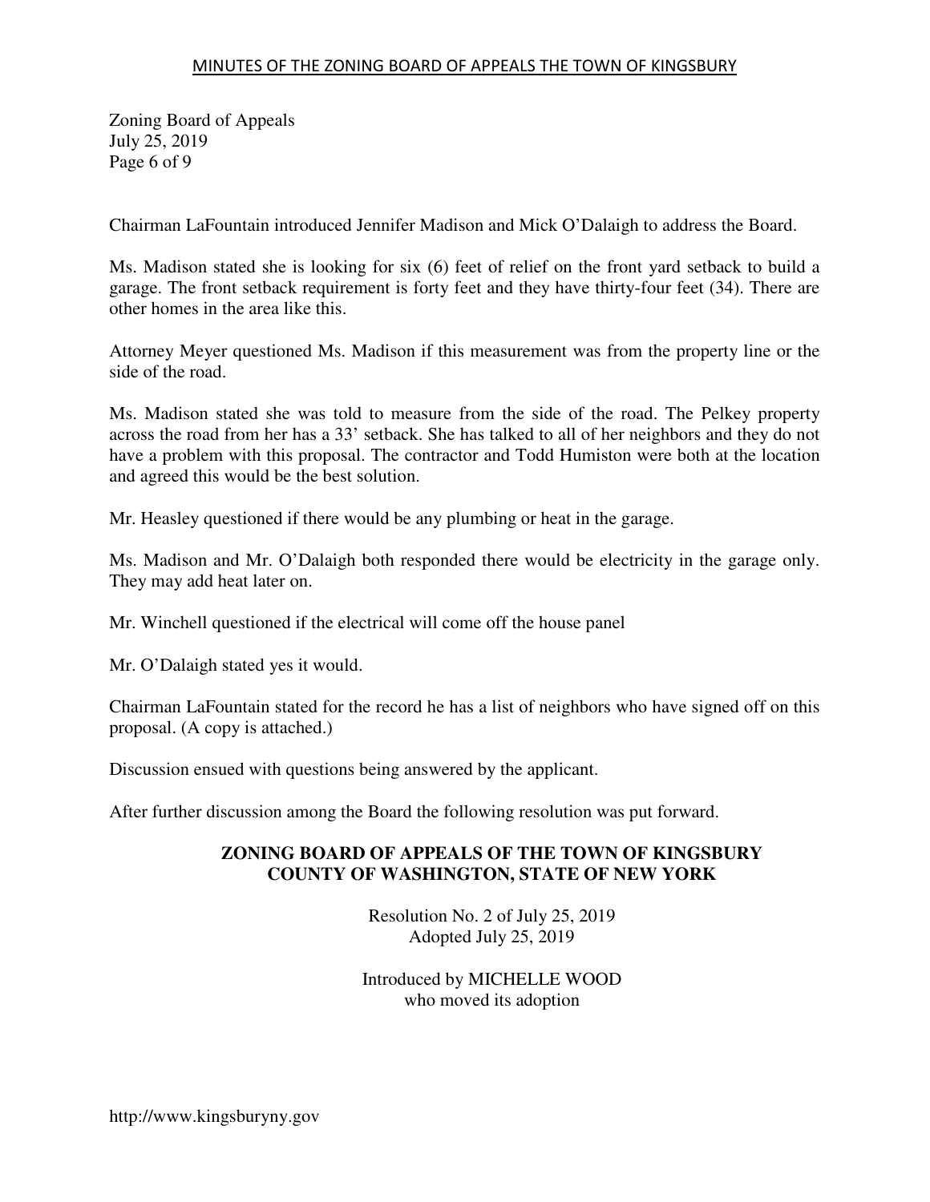Chairman LaFountain introduced Jennifer Madison and Mick O'Dalaigh to address the Board.

Ms. Madison stated she is looking for six (6) feet of relief on the front yard setback to build a garage. The front setback requirement is forty feet and they have thirty-four feet (34). There are other homes in the area like this.

Attorney Meyer questioned Ms. Madison if this measurement was from the property line or the side of the road.

Ms. Madison stated she was told to measure from the side of the road. The Pelkey property across the road from her has a 33' setback. She has talked to all of her neighbors and they do not have a problem with this proposal. The contractor and Todd Humiston were both at the location and agreed this would be the best solution.

Mr. Heasley questioned if there would be any plumbing or heat in the garage.

Ms. Madison and Mr. O'Dalaigh both responded there would be electricity in the garage only. They may add heat later on.

Mr. Winchell questioned if the electrical will come off the house panel

Mr. O'Dalaigh stated yes it would.

Chairman LaFountain stated for the record he has a list of neighbors who have signed off on this proposal. (A copy is attached.)

Discussion ensued with questions being answered by the applicant.

After further discussion among the Board the following resolution was put forward.

**ZONING BOARD OF APPEALS OF THE TOWN OF KINGSBURY**
**COUNTY OF WASHINGTON, STATE OF NEW YORK**

Resolution No. 2 of July 25, 2019
Adopted July 25, 2019

Introduced by MICHELLE WOOD
who moved its adoption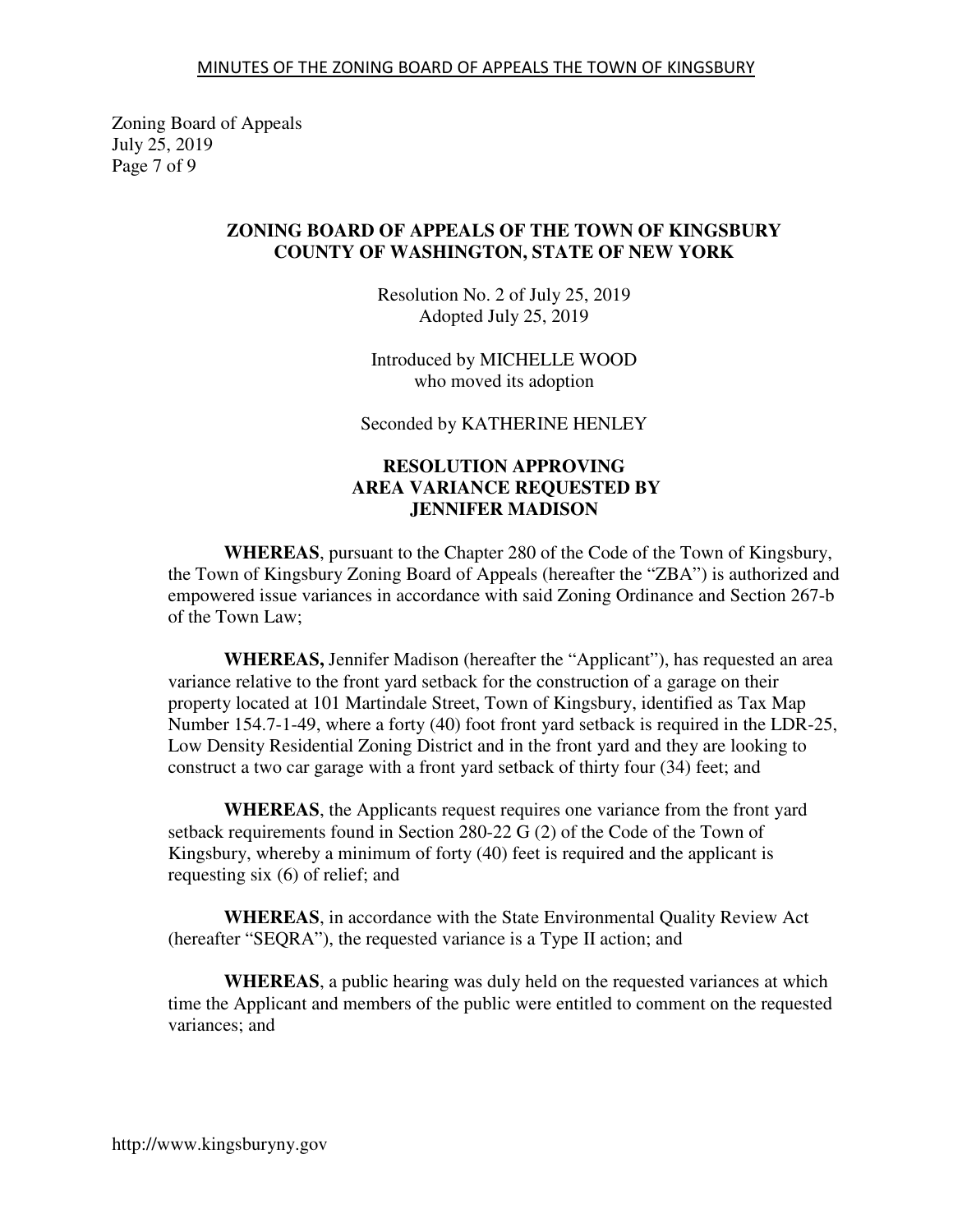**ZONING BOARD OF APPEALS OF THE TOWN OF KINGSBURY**
**COUNTY OF WASHINGTON, STATE OF NEW YORK**

Resolution No. 2 of July 25, 2019
Adopted July 25, 2019

Introduced by MICHELLE WOOD
who moved its adoption

Seconded by KATHERINE HENLEY

**RESOLUTION APPROVING**
**AREA VARIANCE REQUESTED BY**
**JENNIFER MADISON**

**WHEREAS**, pursuant to the Chapter 280 of the Code of the Town of Kingsbury, the Town of Kingsbury Zoning Board of Appeals (hereafter the "ZBA") is authorized and empowered issue variances in accordance with said Zoning Ordinance and Section 267-b of the Town Law;

**WHEREAS,** Jennifer Madison (hereafter the "Applicant"), has requested an area variance relative to the front yard setback for the construction of a garage on their property located at 101 Martindale Street, Town of Kingsbury, identified as Tax Map Number 154.7-1-49, where a forty (40) foot front yard setback is required in the LDR-25, Low Density Residential Zoning District and in the front yard and they are looking to construct a two car garage with a front yard setback of thirty four (34) feet; and

**WHEREAS**, the Applicants request requires one variance from the front yard setback requirements found in Section 280-22 G (2) of the Code of the Town of Kingsbury, whereby a minimum of forty (40) feet is required and the applicant is requesting six (6) of relief; and

**WHEREAS**, in accordance with the State Environmental Quality Review Act (hereafter "SEQRA"), the requested variance is a Type II action; and

**WHEREAS**, a public hearing was duly held on the requested variances at which time the Applicant and members of the public were entitled to comment on the requested variances; and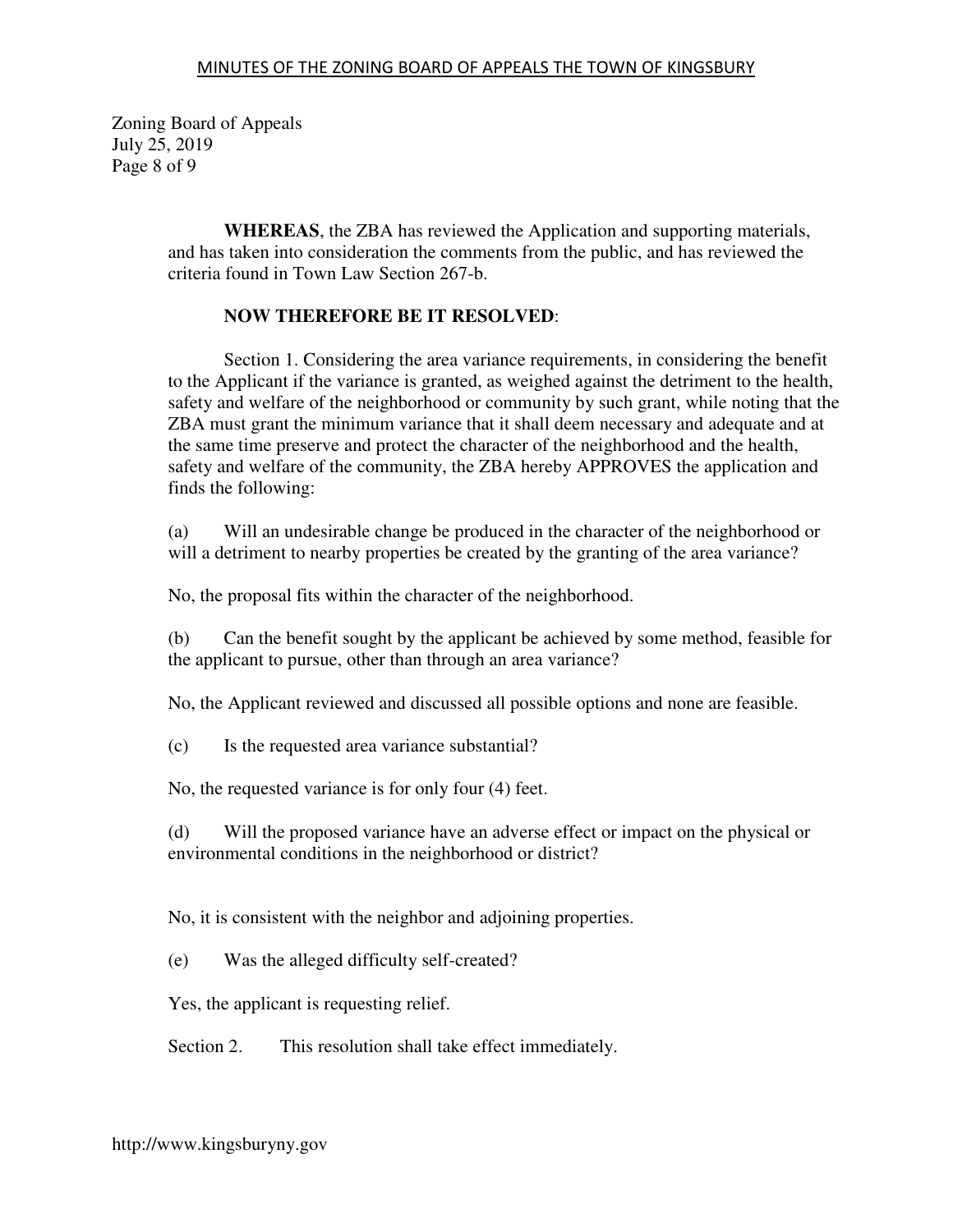**WHEREAS**, the ZBA has reviewed the Application and supporting materials, and has taken into consideration the comments from the public, and has reviewed the criteria found in Town Law Section 267-b.

**NOW THEREFORE BE IT RESOLVED**:

Section 1. Considering the area variance requirements, in considering the benefit to the Applicant if the variance is granted, as weighed against the detriment to the health, safety and welfare of the neighborhood or community by such grant, while noting that the ZBA must grant the minimum variance that it shall deem necessary and adequate and at the same time preserve and protect the character of the neighborhood and the health, safety and welfare of the community, the ZBA hereby APPROVES the application and finds the following:

(a) Will an undesirable change be produced in the character of the neighborhood or will a detriment to nearby properties be created by the granting of the area variance?

No, the proposal fits within the character of the neighborhood.

(b) Can the benefit sought by the applicant be achieved by some method, feasible for the applicant to pursue, other than through an area variance?

No, the Applicant reviewed and discussed all possible options and none are feasible.

(c) Is the requested area variance substantial?

No, the requested variance is for only four (4) feet.

(d) Will the proposed variance have an adverse effect or impact on the physical or environmental conditions in the neighborhood or district?

No, it is consistent with the neighbor and adjoining properties.

(e) Was the alleged difficulty self-created?

Yes, the applicant is requesting relief.

Section 2. This resolution shall take effect immediately.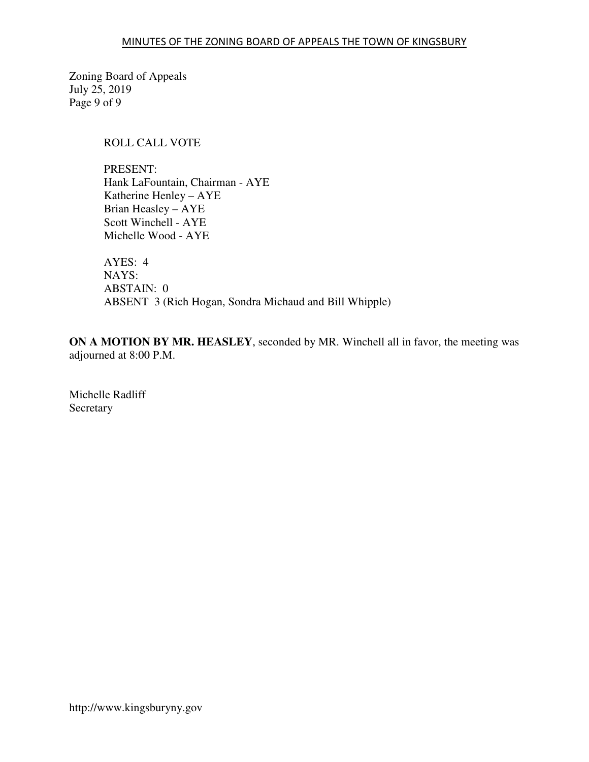Zoning Board of Appeals
July 25, 2019

ROLL CALL VOTE

PRESENT:
Hank LaFountain, Chairman - AYE
Katherine Henley – AYE
Brian Heasley – AYE
Scott Winchell - AYE
Michelle Wood - AYE

AYES: 4
NAYS:
ABSTAIN: 0
ABSENT 3 (Rich Hogan, Sondra Michaud and Bill Whipple)

**ON A MOTION BY MR. HEASLEY**, seconded by MR. Winchell all in favor, the meeting was adjourned at 8:00 P.M.

Michelle Radliff
Secretary